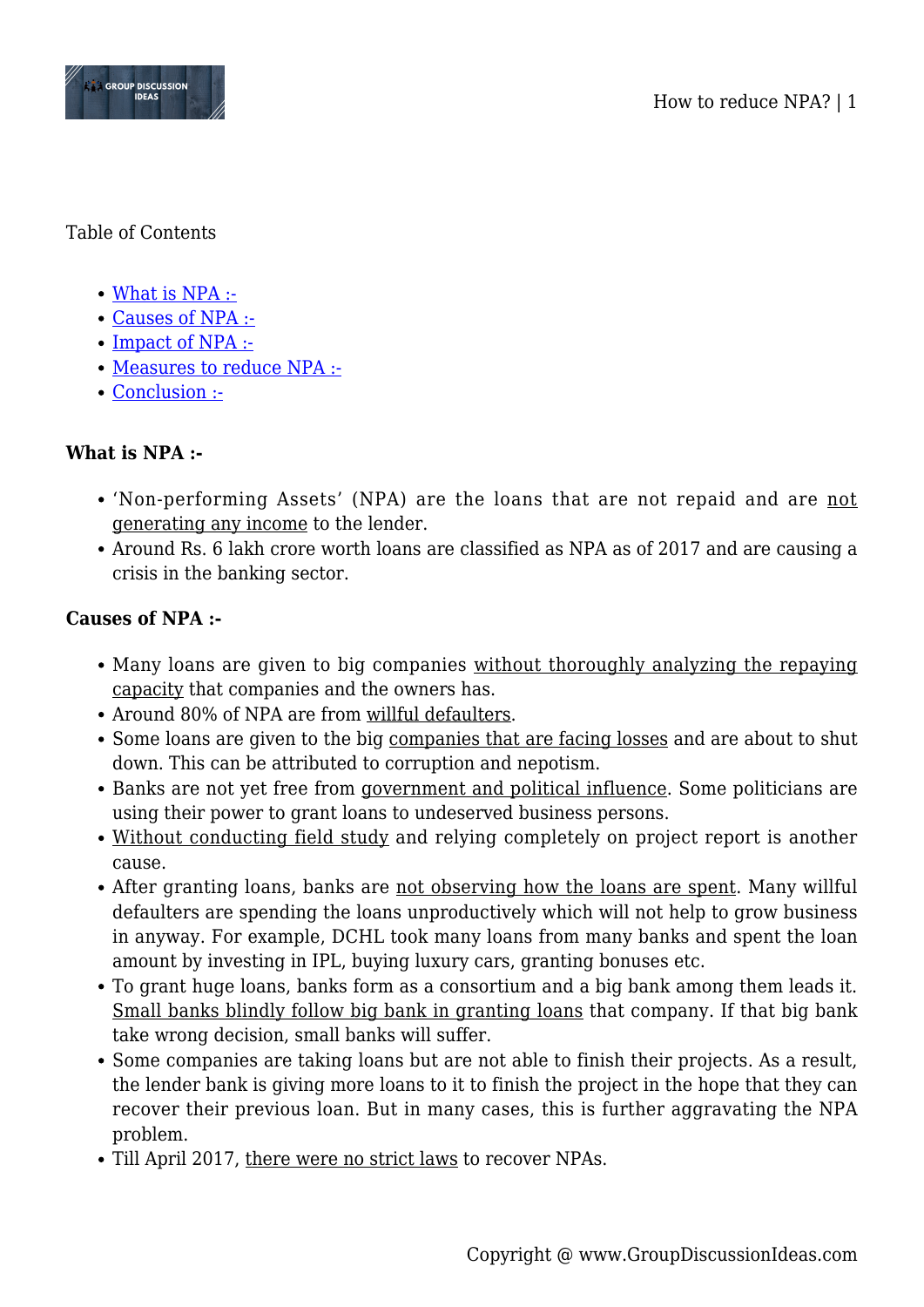Table of Contents

- What is NPA :-
- Causes of NPA :-
- Impact of NPA :-
- Measures to reduce NPA :-
- Conclusion :-

**What is NPA :-**

- 'Non-performing Assets' (NPA) are the loans that are not repaid and are not generating any income to the lender.
- Around Rs. 6 lakh crore worth loans are classified as NPA as of 2017 and are causing a crisis in the banking sector.

**Causes of NPA :-**

- Many loans are given to big companies without thoroughly analyzing the repaying capacity that companies and the owners has.
- Around 80% of NPA are from willful defaulters.
- Some loans are given to the big companies that are facing losses and are about to shut down. This can be attributed to corruption and nepotism.
- Banks are not yet free from government and political influence. Some politicians are using their power to grant loans to undeserved business persons.
- Without conducting field study and relying completely on project report is another cause.
- After granting loans, banks are not observing how the loans are spent. Many willful defaulters are spending the loans unproductively which will not help to grow business in anyway. For example, DCHL took many loans from many banks and spent the loan amount by investing in IPL, buying luxury cars, granting bonuses etc.
- To grant huge loans, banks form as a consortium and a big bank among them leads it. Small banks blindly follow big bank in granting loans that company. If that big bank take wrong decision, small banks will suffer.
- Some companies are taking loans but are not able to finish their projects. As a result, the lender bank is giving more loans to it to finish the project in the hope that they can recover their previous loan. But in many cases, this is further aggravating the NPA problem.
- Till April 2017, there were no strict laws to recover NPAs.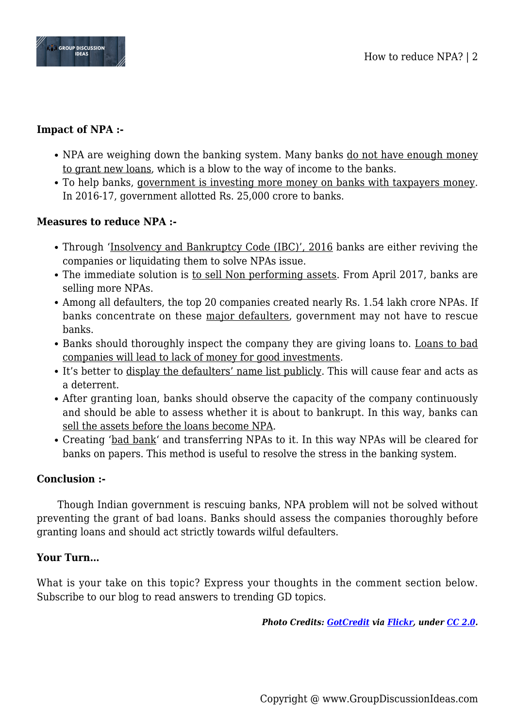**Impact of NPA :-**

- NPA are weighing down the banking system. Many banks do not have enough money to grant new loans, which is a blow to the way of income to the banks.
- To help banks, government is investing more money on banks with taxpayers money. In 2016-17, government allotted Rs. 25,000 crore to banks.

**Measures to reduce NPA :-**

- Through 'Insolvency and Bankruptcy Code (IBC)', 2016 banks are either reviving the companies or liquidating them to solve NPAs issue.
- The immediate solution is to sell Non performing assets. From April 2017, banks are selling more NPAs.
- Among all defaulters, the top 20 companies created nearly Rs. 1.54 lakh crore NPAs. If banks concentrate on these major defaulters, government may not have to rescue banks.
- Banks should thoroughly inspect the company they are giving loans to. Loans to bad companies will lead to lack of money for good investments.
- It's better to display the defaulters' name list publicly. This will cause fear and acts as a deterrent.
- After granting loan, banks should observe the capacity of the company continuously and should be able to assess whether it is about to bankrupt. In this way, banks can sell the assets before the loans become NPA.
- Creating 'bad bank' and transferring NPAs to it. In this way NPAs will be cleared for banks on papers. This method is useful to resolve the stress in the banking system.

**Conclusion :-**

Though Indian government is rescuing banks, NPA problem will not be solved without preventing the grant of bad loans. Banks should assess the companies thoroughly before granting loans and should act strictly towards wilful defaulters.

**Your Turn…**

What is your take on this topic? Express your thoughts in the comment section below. Subscribe to our blog to read answers to trending GD topics.

***Photo Credits: GotCredit via Flickr, under CC 2.0.***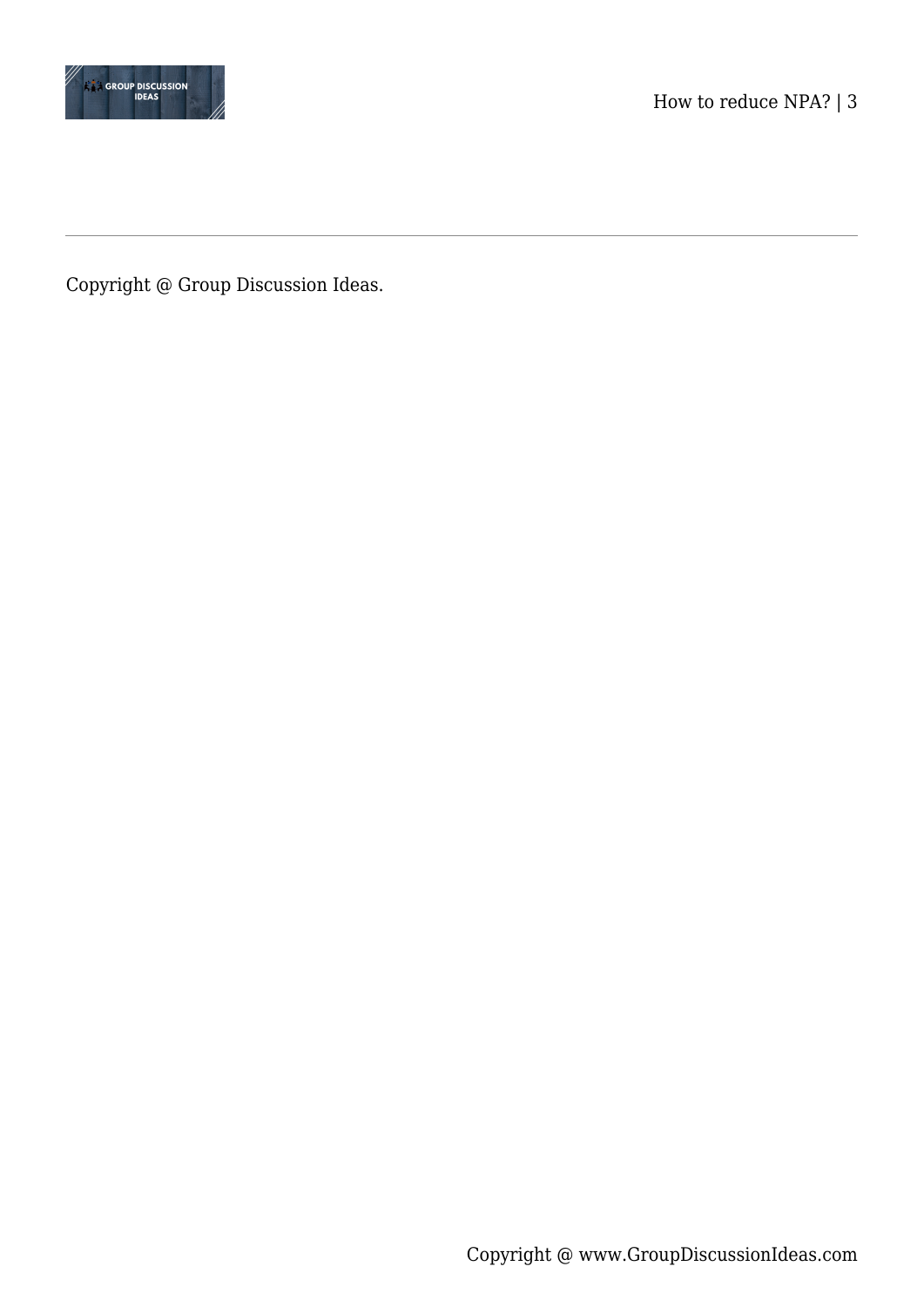---

Copyright @ Group Discussion Ideas.